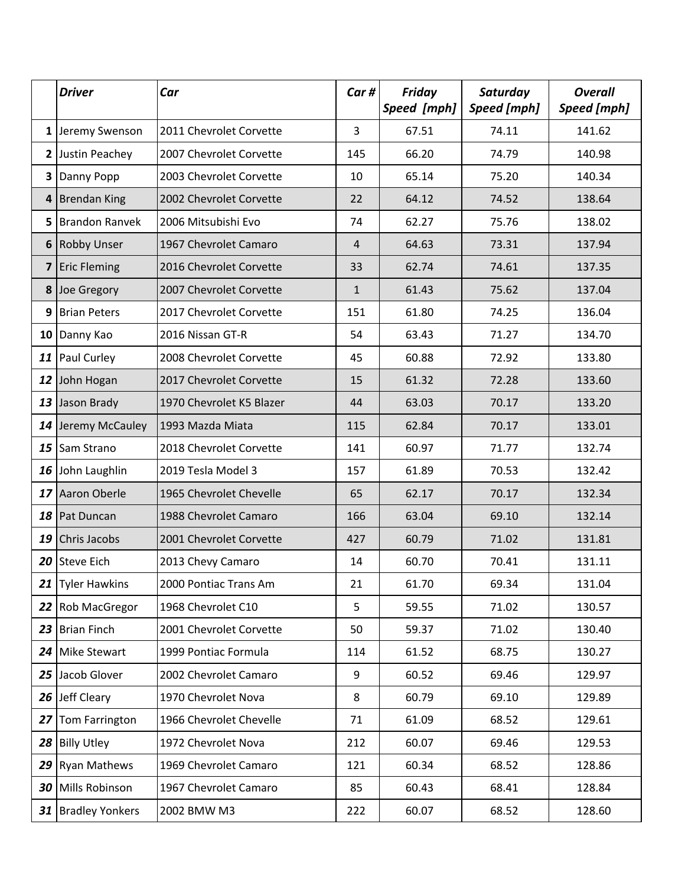| | Driver | Car | Car # | Friday Speed [mph] | Saturday Speed [mph] | Overall Speed [mph] |
|---|---|---|---|---|---|---|
| 1 | Jeremy Swenson | 2011 Chevrolet Corvette | 3 | 67.51 | 74.11 | 141.62 |
| 2 | Justin Peachey | 2007 Chevrolet Corvette | 145 | 66.20 | 74.79 | 140.98 |
| 3 | Danny Popp | 2003 Chevrolet Corvette | 10 | 65.14 | 75.20 | 140.34 |
| 4 | Brendan King | 2002 Chevrolet Corvette | 22 | 64.12 | 74.52 | 138.64 |
| 5 | Brandon Ranvek | 2006 Mitsubishi Evo | 74 | 62.27 | 75.76 | 138.02 |
| 6 | Robby Unser | 1967 Chevrolet Camaro | 4 | 64.63 | 73.31 | 137.94 |
| 7 | Eric Fleming | 2016 Chevrolet Corvette | 33 | 62.74 | 74.61 | 137.35 |
| 8 | Joe Gregory | 2007 Chevrolet Corvette | 1 | 61.43 | 75.62 | 137.04 |
| 9 | Brian Peters | 2017 Chevrolet Corvette | 151 | 61.80 | 74.25 | 136.04 |
| 10 | Danny Kao | 2016 Nissan GT-R | 54 | 63.43 | 71.27 | 134.70 |
| 11 | Paul Curley | 2008 Chevrolet Corvette | 45 | 60.88 | 72.92 | 133.80 |
| 12 | John Hogan | 2017 Chevrolet Corvette | 15 | 61.32 | 72.28 | 133.60 |
| 13 | Jason Brady | 1970 Chevrolet K5 Blazer | 44 | 63.03 | 70.17 | 133.20 |
| 14 | Jeremy McCauley | 1993 Mazda Miata | 115 | 62.84 | 70.17 | 133.01 |
| 15 | Sam Strano | 2018 Chevrolet Corvette | 141 | 60.97 | 71.77 | 132.74 |
| 16 | John Laughlin | 2019 Tesla Model 3 | 157 | 61.89 | 70.53 | 132.42 |
| 17 | Aaron Oberle | 1965 Chevrolet Chevelle | 65 | 62.17 | 70.17 | 132.34 |
| 18 | Pat Duncan | 1988 Chevrolet Camaro | 166 | 63.04 | 69.10 | 132.14 |
| 19 | Chris Jacobs | 2001 Chevrolet Corvette | 427 | 60.79 | 71.02 | 131.81 |
| 20 | Steve Eich | 2013 Chevy Camaro | 14 | 60.70 | 70.41 | 131.11 |
| 21 | Tyler Hawkins | 2000 Pontiac Trans Am | 21 | 61.70 | 69.34 | 131.04 |
| 22 | Rob MacGregor | 1968 Chevrolet C10 | 5 | 59.55 | 71.02 | 130.57 |
| 23 | Brian Finch | 2001 Chevrolet Corvette | 50 | 59.37 | 71.02 | 130.40 |
| 24 | Mike Stewart | 1999 Pontiac Formula | 114 | 61.52 | 68.75 | 130.27 |
| 25 | Jacob Glover | 2002 Chevrolet Camaro | 9 | 60.52 | 69.46 | 129.97 |
| 26 | Jeff Cleary | 1970 Chevrolet Nova | 8 | 60.79 | 69.10 | 129.89 |
| 27 | Tom Farrington | 1966 Chevrolet Chevelle | 71 | 61.09 | 68.52 | 129.61 |
| 28 | Billy Utley | 1972 Chevrolet Nova | 212 | 60.07 | 69.46 | 129.53 |
| 29 | Ryan Mathews | 1969 Chevrolet Camaro | 121 | 60.34 | 68.52 | 128.86 |
| 30 | Mills Robinson | 1967 Chevrolet Camaro | 85 | 60.43 | 68.41 | 128.84 |
| 31 | Bradley Yonkers | 2002 BMW M3 | 222 | 60.07 | 68.52 | 128.60 |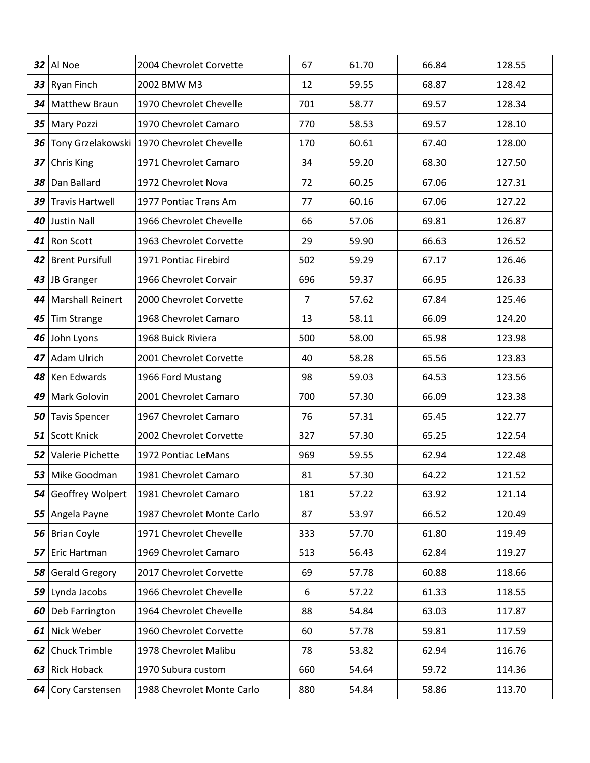| | | | | | | |
|---|---|---|---|---|---|---|
| ***32*** | Al Noe | 2004 Chevrolet Corvette | 67 | 61.70 | 66.84 | 128.55 |
| ***33*** | Ryan Finch | 2002 BMW M3 | 12 | 59.55 | 68.87 | 128.42 |
| ***34*** | Matthew Braun | 1970 Chevrolet Chevelle | 701 | 58.77 | 69.57 | 128.34 |
| ***35*** | Mary Pozzi | 1970 Chevrolet Camaro | 770 | 58.53 | 69.57 | 128.10 |
| ***36*** | Tony Grzelakowski | 1970 Chevrolet Chevelle | 170 | 60.61 | 67.40 | 128.00 |
| ***37*** | Chris King | 1971 Chevrolet Camaro | 34 | 59.20 | 68.30 | 127.50 |
| ***38*** | Dan Ballard | 1972 Chevrolet Nova | 72 | 60.25 | 67.06 | 127.31 |
| ***39*** | Travis Hartwell | 1977 Pontiac Trans Am | 77 | 60.16 | 67.06 | 127.22 |
| ***40*** | Justin Nall | 1966 Chevrolet Chevelle | 66 | 57.06 | 69.81 | 126.87 |
| ***41*** | Ron Scott | 1963 Chevrolet Corvette | 29 | 59.90 | 66.63 | 126.52 |
| ***42*** | Brent Pursifull | 1971 Pontiac Firebird | 502 | 59.29 | 67.17 | 126.46 |
| ***43*** | JB Granger | 1966 Chevrolet Corvair | 696 | 59.37 | 66.95 | 126.33 |
| ***44*** | Marshall Reinert | 2000 Chevrolet Corvette | 7 | 57.62 | 67.84 | 125.46 |
| ***45*** | Tim Strange | 1968 Chevrolet Camaro | 13 | 58.11 | 66.09 | 124.20 |
| ***46*** | John Lyons | 1968 Buick Riviera | 500 | 58.00 | 65.98 | 123.98 |
| ***47*** | Adam Ulrich | 2001 Chevrolet Corvette | 40 | 58.28 | 65.56 | 123.83 |
| ***48*** | Ken Edwards | 1966 Ford Mustang | 98 | 59.03 | 64.53 | 123.56 |
| ***49*** | Mark Golovin | 2001 Chevrolet Camaro | 700 | 57.30 | 66.09 | 123.38 |
| ***50*** | Tavis Spencer | 1967 Chevrolet Camaro | 76 | 57.31 | 65.45 | 122.77 |
| ***51*** | Scott Knick | 2002 Chevrolet Corvette | 327 | 57.30 | 65.25 | 122.54 |
| ***52*** | Valerie Pichette | 1972 Pontiac LeMans | 969 | 59.55 | 62.94 | 122.48 |
| ***53*** | Mike Goodman | 1981 Chevrolet Camaro | 81 | 57.30 | 64.22 | 121.52 |
| ***54*** | Geoffrey Wolpert | 1981 Chevrolet Camaro | 181 | 57.22 | 63.92 | 121.14 |
| ***55*** | Angela Payne | 1987 Chevrolet Monte Carlo | 87 | 53.97 | 66.52 | 120.49 |
| ***56*** | Brian Coyle | 1971 Chevrolet Chevelle | 333 | 57.70 | 61.80 | 119.49 |
| ***57*** | Eric Hartman | 1969 Chevrolet Camaro | 513 | 56.43 | 62.84 | 119.27 |
| ***58*** | Gerald Gregory | 2017 Chevrolet Corvette | 69 | 57.78 | 60.88 | 118.66 |
| ***59*** | Lynda Jacobs | 1966 Chevrolet Chevelle | 6 | 57.22 | 61.33 | 118.55 |
| ***60*** | Deb Farrington | 1964 Chevrolet Chevelle | 88 | 54.84 | 63.03 | 117.87 |
| ***61*** | Nick Weber | 1960 Chevrolet Corvette | 60 | 57.78 | 59.81 | 117.59 |
| ***62*** | Chuck Trimble | 1978 Chevrolet Malibu | 78 | 53.82 | 62.94 | 116.76 |
| ***63*** | Rick Hoback | 1970 Subura custom | 660 | 54.64 | 59.72 | 114.36 |
| ***64*** | Cory Carstensen | 1988 Chevrolet Monte Carlo | 880 | 54.84 | 58.86 | 113.70 |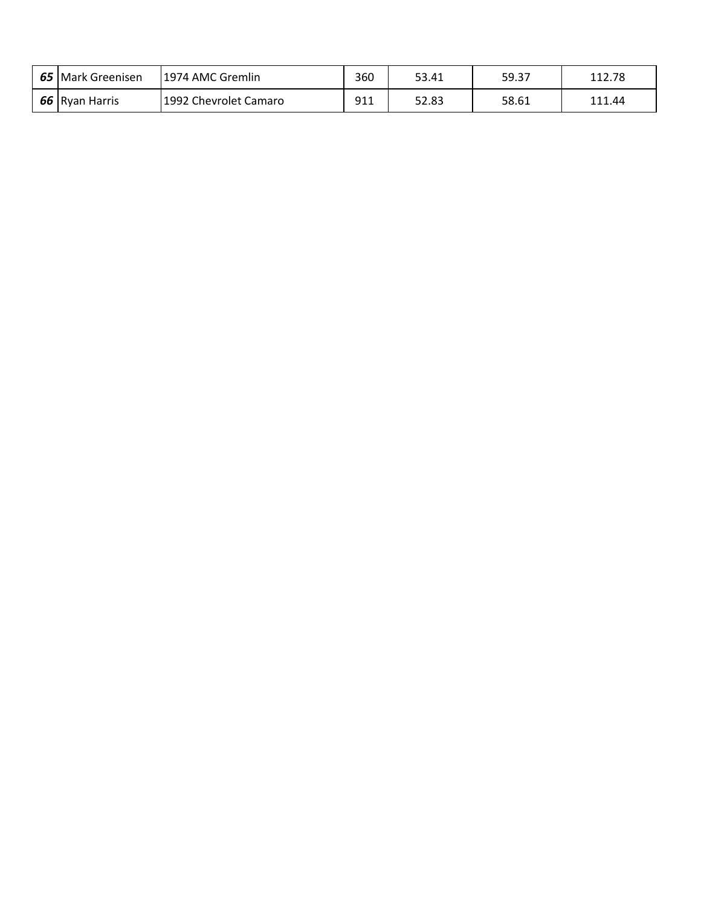| | | | | | | |
|---|---|---|---|---|---|---|
| ***65*** | Mark Greenisen | 1974 AMC Gremlin | 360 | 53.41 | 59.37 | 112.78 |
| ***66*** | Ryan Harris | 1992 Chevrolet Camaro | 911 | 52.83 | 58.61 | 111.44 |